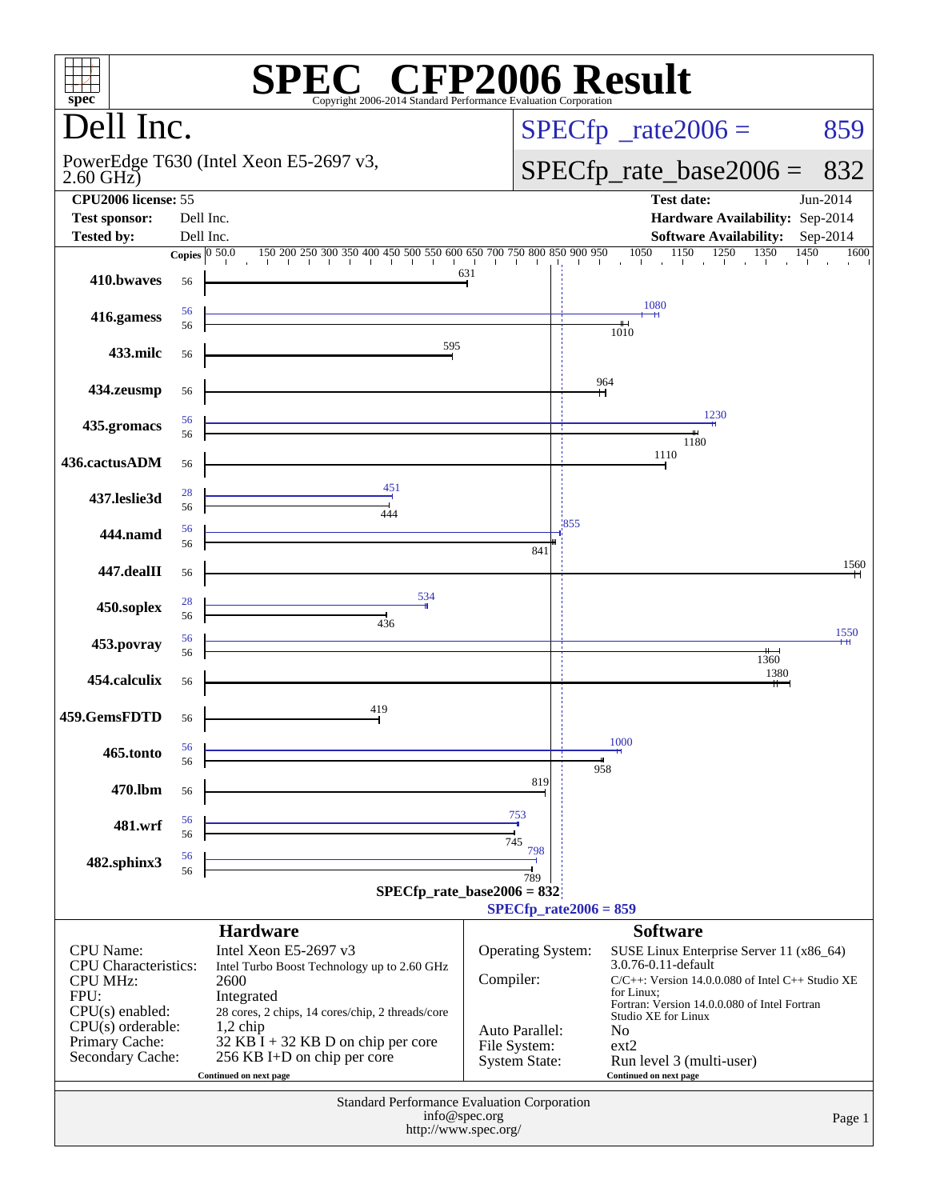# SPEC CFP2006 Result

Copyright 2006-2014 Standard Performance Evaluation Corporation

## Dell Inc.

PowerEdge T630 (Intel Xeon E5-2697 v3, 2.60 GHz)

SPECfp_rate2006 = 859

SPECfp_rate_base2006 = 832

| | | | |
|---|---|---|---|
| **CPU2006 license:** | 55 | **Test date:** | Jun-2014 |
| **Test sponsor:** | Dell Inc. | **Hardware Availability:** | Sep-2014 |
| **Tested by:** | Dell Inc. | **Software Availability:** | Sep-2014 |

| Benchmark | Copies (peak) | Peak | Copies (base) | Base |
|---|---|---|---|---|
| 410.bwaves | | | 56 | 631 |
| 416.gamess | 56 | 1080 | 56 | 1010 |
| 433.milc | | | 56 | 595 |
| 434.zeusmp | | | 56 | 964 |
| 435.gromacs | 56 | 1230 | 56 | 1180 |
| 436.cactusADM | | | 56 | 1110 |
| 437.leslie3d | 28 | 451 | 56 | 444 |
| 444.namd | 56 | 855 | 56 | 841 |
| 447.dealII | | | 56 | 1560 |
| 450.soplex | 28 | 534 | 56 | 436 |
| 453.povray | 56 | 1550 | 56 | 1360 |
| 454.calculix | | | 56 | 1380 |
| 459.GemsFDTD | | | 56 | 419 |
| 465.tonto | 56 | 1000 | 56 | 958 |
| 470.lbm | | | 56 | 819 |
| 481.wrf | 56 | 753 | 56 | 745 |
| 482.sphinx3 | 56 | 798 | 56 | 789 |

SPECfp_rate_base2006 = 832

SPECfp_rate2006 = 859

### Hardware

| | |
|---|---|
| CPU Name: | Intel Xeon E5-2697 v3 |
| CPU Characteristics: | Intel Turbo Boost Technology up to 2.60 GHz |
| CPU MHz: | 2600 |
| FPU: | Integrated |
| CPU(s) enabled: | 28 cores, 2 chips, 14 cores/chip, 2 threads/core |
| CPU(s) orderable: | 1,2 chip |
| Primary Cache: | 32 KB I + 32 KB D on chip per core |
| Secondary Cache: | 256 KB I+D on chip per core |

Continued on next page

### Software

| | |
|---|---|
| Operating System: | SUSE Linux Enterprise Server 11 (x86_64) 3.0.76-0.11-default |
| Compiler: | C/C++: Version 14.0.0.080 of Intel C++ Studio XE for Linux; Fortran: Version 14.0.0.080 of Intel Fortran Studio XE for Linux |
| Auto Parallel: | No |
| File System: | ext2 |
| System State: | Run level 3 (multi-user) |

Continued on next page

Standard Performance Evaluation Corporation
info@spec.org
http://www.spec.org/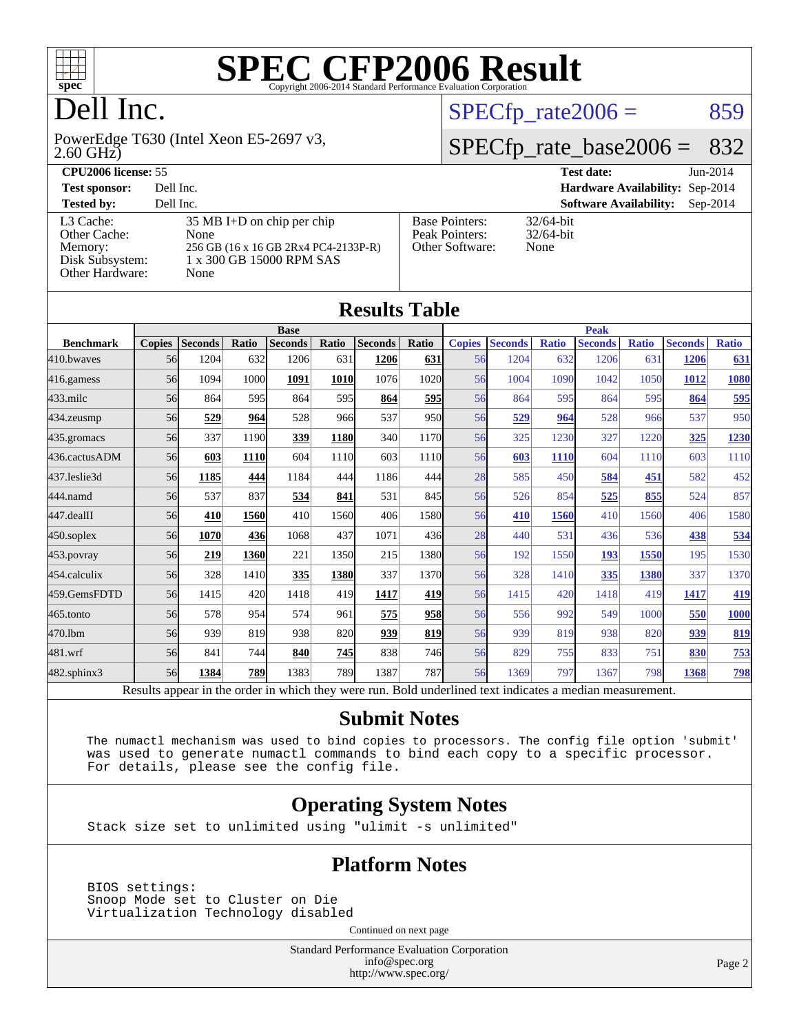# SPEC CFP2006 Result

Copyright 2006-2014 Standard Performance Evaluation Corporation

## Dell Inc.

PowerEdge T630 (Intel Xeon E5-2697 v3, 2.60 GHz)

SPECfp_rate2006 = 859

SPECfp_rate_base2006 = 832

**CPU2006 license:** 55
**Test sponsor:** Dell Inc.
**Tested by:** Dell Inc.

**Test date:** Jun-2014
**Hardware Availability:** Sep-2014
**Software Availability:** Sep-2014

| | |
|---|---|
| L3 Cache: | 35 MB I+D on chip per chip |
| Other Cache: | None |
| Memory: | 256 GB (16 x 16 GB 2Rx4 PC4-2133P-R) |
| Disk Subsystem: | 1 x 300 GB 15000 RPM SAS |
| Other Hardware: | None |

| | |
|---|---|
| Base Pointers: | 32/64-bit |
| Peak Pointers: | 32/64-bit |
| Other Software: | None |

## Results Table

| Benchmark | Base | | | | | | | Peak | | | | | | |
|---|---|---|---|---|---|---|---|---|---|---|---|---|---|---|
| | Copies | Seconds | Ratio | Seconds | Ratio | Seconds | Ratio | Copies | Seconds | Ratio | Seconds | Ratio | Seconds | Ratio |
| 410.bwaves | 56 | 1204 | 632 | 1206 | 631 | **1206** | **631** | 56 | 1204 | 632 | 1206 | 631 | **1206** | **631** |
| 416.gamess | 56 | 1094 | 1000 | **1091** | **1010** | 1076 | 1020 | 56 | 1004 | 1090 | 1042 | 1050 | **1012** | **1080** |
| 433.milc | 56 | 864 | 595 | 864 | 595 | **864** | **595** | 56 | 864 | 595 | 864 | 595 | **864** | **595** |
| 434.zeusmp | 56 | **529** | **964** | 528 | 966 | 537 | 950 | 56 | **529** | **964** | 528 | 966 | 537 | 950 |
| 435.gromacs | 56 | 337 | 1190 | **339** | **1180** | 340 | 1170 | 56 | 325 | 1230 | 327 | 1220 | **325** | **1230** |
| 436.cactusADM | 56 | **603** | **1110** | 604 | 1110 | 603 | 1110 | 56 | **603** | **1110** | 604 | 1110 | 603 | 1110 |
| 437.leslie3d | 56 | **1185** | **444** | 1184 | 444 | 1186 | 444 | 28 | 585 | 450 | **584** | **451** | 582 | 452 |
| 444.namd | 56 | 537 | 837 | **534** | **841** | 531 | 845 | 56 | 526 | 854 | **525** | **855** | 524 | 857 |
| 447.dealII | 56 | **410** | **1560** | 410 | 1560 | 406 | 1580 | 56 | **410** | **1560** | 410 | 1560 | 406 | 1580 |
| 450.soplex | 56 | **1070** | **436** | 1068 | 437 | 1071 | 436 | 28 | 440 | 531 | 436 | 536 | **438** | **534** |
| 453.povray | 56 | **219** | **1360** | 221 | 1350 | 215 | 1380 | 56 | 192 | 1550 | **193** | **1550** | 195 | 1530 |
| 454.calculix | 56 | 328 | 1410 | **335** | **1380** | 337 | 1370 | 56 | 328 | 1410 | **335** | **1380** | 337 | 1370 |
| 459.GemsFDTD | 56 | 1415 | 420 | 1418 | 419 | **1417** | **419** | 56 | 1415 | 420 | 1418 | 419 | **1417** | **419** |
| 465.tonto | 56 | 578 | 954 | 574 | 961 | **575** | **958** | 56 | 556 | 992 | 549 | 1000 | **550** | **1000** |
| 470.lbm | 56 | 939 | 819 | 938 | 820 | **939** | **819** | 56 | 939 | 819 | 938 | 820 | **939** | **819** |
| 481.wrf | 56 | 841 | 744 | **840** | **745** | 838 | 746 | 56 | 829 | 755 | 833 | 751 | **830** | **753** |
| 482.sphinx3 | 56 | **1384** | **789** | 1383 | 789 | 1387 | 787 | 56 | 1369 | 797 | 1367 | 798 | **1368** | **798** |

Results appear in the order in which they were run. Bold underlined text indicates a median measurement.

## Submit Notes

```
The numactl mechanism was used to bind copies to processors. The config file option 'submit'
was used to generate numactl commands to bind each copy to a specific processor.
For details, please see the config file.
```

## Operating System Notes

```
Stack size set to unlimited using "ulimit -s unlimited"
```

## Platform Notes

```
BIOS settings:
Snoop Mode set to Cluster on Die
Virtualization Technology disabled
```

Continued on next page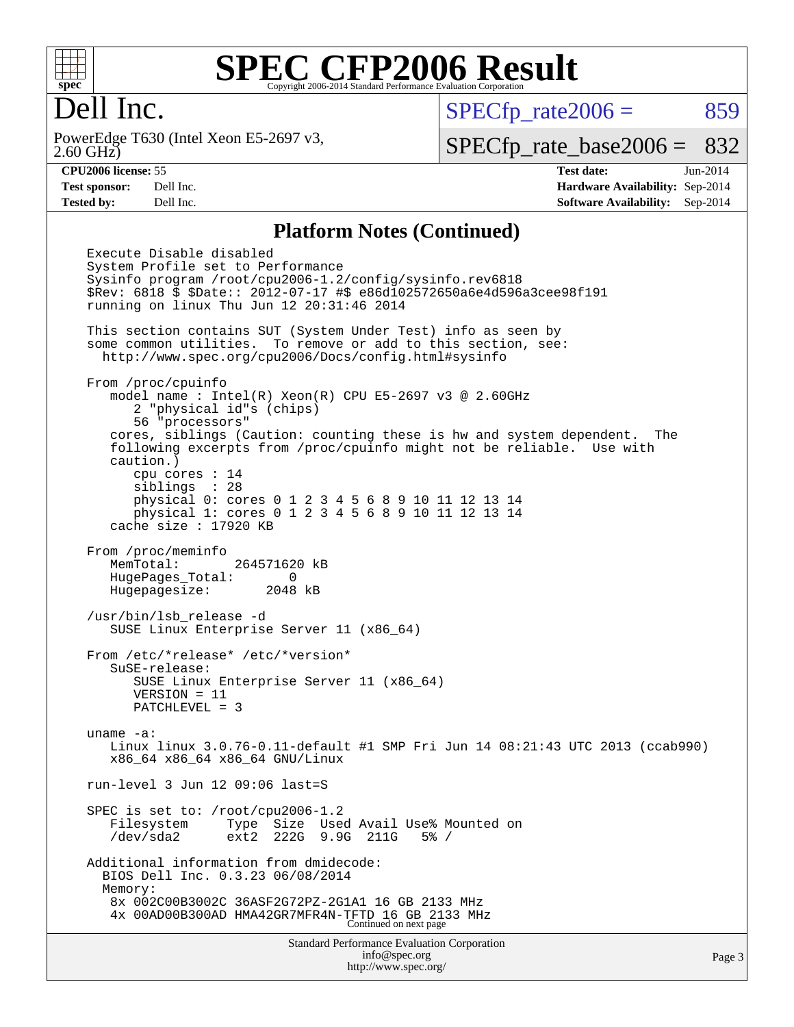# SPEC CFP2006 Result

Copyright 2006-2014 Standard Performance Evaluation Corporation

# Dell Inc.

PowerEdge T630 (Intel Xeon E5-2697 v3, 2.60 GHz)

SPECfp_rate2006 = 859

SPECfp_rate_base2006 = 832

**CPU2006 license:** 55
**Test sponsor:** Dell Inc.
**Tested by:** Dell Inc.

**Test date:** Jun-2014
**Hardware Availability:** Sep-2014
**Software Availability:** Sep-2014

## Platform Notes (Continued)

```
Execute Disable disabled
System Profile set to Performance
Sysinfo program /root/cpu2006-1.2/config/sysinfo.rev6818
$Rev: 6818 $ $Date:: 2012-07-17 #$ e86d102572650a6e4d596a3cee98f191
running on linux Thu Jun 12 20:31:46 2014

This section contains SUT (System Under Test) info as seen by
some common utilities.  To remove or add to this section, see:
  http://www.spec.org/cpu2006/Docs/config.html#sysinfo

From /proc/cpuinfo
   model name : Intel(R) Xeon(R) CPU E5-2697 v3 @ 2.60GHz
      2 "physical id"s (chips)
      56 "processors"
   cores, siblings (Caution: counting these is hw and system dependent.  The
   following excerpts from /proc/cpuinfo might not be reliable.  Use with
   caution.)
      cpu cores : 14
      siblings  : 28
      physical 0: cores 0 1 2 3 4 5 6 8 9 10 11 12 13 14
      physical 1: cores 0 1 2 3 4 5 6 8 9 10 11 12 13 14
   cache size : 17920 KB

From /proc/meminfo
   MemTotal:       264571620 kB
   HugePages_Total:       0
   Hugepagesize:       2048 kB

/usr/bin/lsb_release -d
   SUSE Linux Enterprise Server 11 (x86_64)

From /etc/*release* /etc/*version*
   SuSE-release:
      SUSE Linux Enterprise Server 11 (x86_64)
      VERSION = 11
      PATCHLEVEL = 3

uname -a:
   Linux linux 3.0.76-0.11-default #1 SMP Fri Jun 14 08:21:43 UTC 2013 (ccab990)
   x86_64 x86_64 x86_64 GNU/Linux

run-level 3 Jun 12 09:06 last=S

SPEC is set to: /root/cpu2006-1.2
   Filesystem     Type  Size  Used Avail Use% Mounted on
   /dev/sda2      ext2  222G  9.9G  211G   5% /

Additional information from dmidecode:
  BIOS Dell Inc. 0.3.23 06/08/2014
  Memory:
   8x 002C00B3002C 36ASF2G72PZ-2G1A1 16 GB 2133 MHz
   4x 00AD00B300AD HMA42GR7MFR4N-TFTD 16 GB 2133 MHz
```

Continued on next page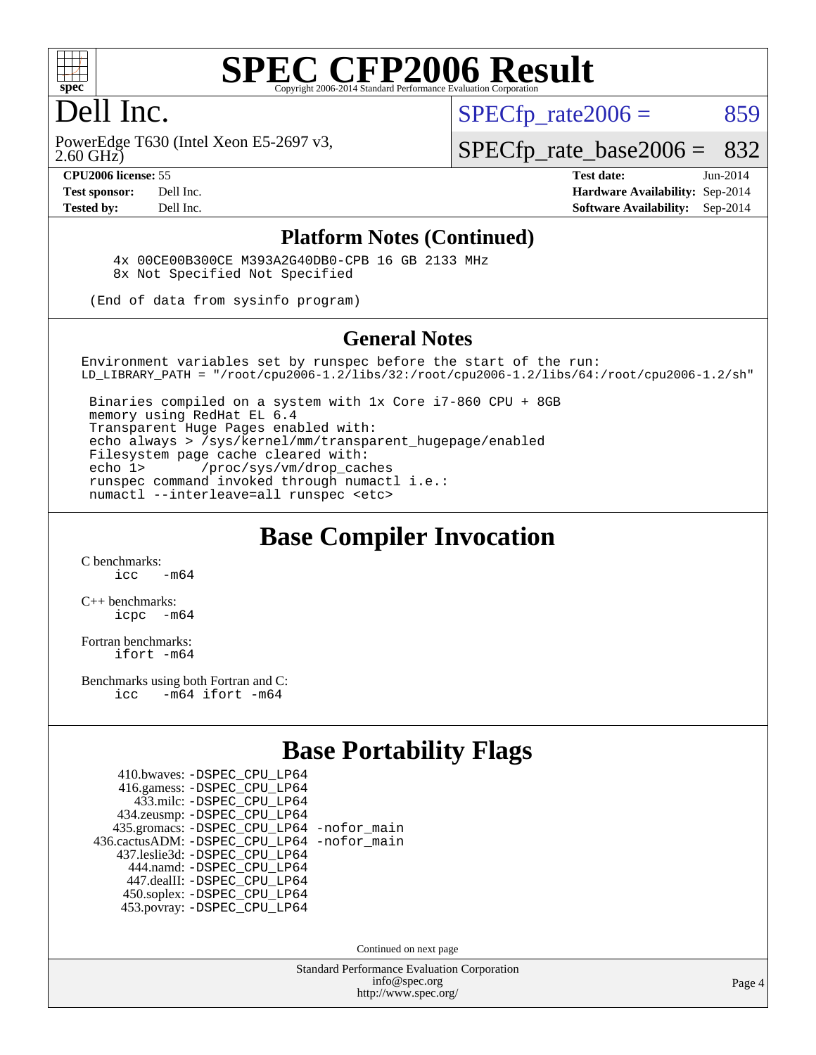# SPEC CFP2006 Result

Copyright 2006-2014 Standard Performance Evaluation Corporation

## Dell Inc.

PowerEdge T630 (Intel Xeon E5-2697 v3, 2.60 GHz)

SPECfp_rate2006 = 859

SPECfp_rate_base2006 = 832

**CPU2006 license:** 55
**Test sponsor:** Dell Inc.
**Tested by:** Dell Inc.

**Test date:** Jun-2014
**Hardware Availability:** Sep-2014
**Software Availability:** Sep-2014

### Platform Notes (Continued)

```
    4x 00CE00B300CE M393A2G40DB0-CPB 16 GB 2133 MHz
    8x Not Specified Not Specified

 (End of data from sysinfo program)
```

### General Notes

```
Environment variables set by runspec before the start of the run:
LD_LIBRARY_PATH = "/root/cpu2006-1.2/libs/32:/root/cpu2006-1.2/libs/64:/root/cpu2006-1.2/sh"

 Binaries compiled on a system with 1x Core i7-860 CPU + 8GB
 memory using RedHat EL 6.4
 Transparent Huge Pages enabled with:
 echo always > /sys/kernel/mm/transparent_hugepage/enabled
 Filesystem page cache cleared with:
 echo 1>       /proc/sys/vm/drop_caches
 runspec command invoked through numactl i.e.:
 numactl --interleave=all runspec <etc>
```

## Base Compiler Invocation

C benchmarks:
```
icc   -m64
```

C++ benchmarks:
```
icpc  -m64
```

Fortran benchmarks:
```
ifort -m64
```

Benchmarks using both Fortran and C:
```
icc   -m64 ifort -m64
```

## Base Portability Flags

```
    410.bwaves: -DSPEC_CPU_LP64
    416.gamess: -DSPEC_CPU_LP64
      433.milc: -DSPEC_CPU_LP64
    434.zeusmp: -DSPEC_CPU_LP64
   435.gromacs: -DSPEC_CPU_LP64 -nofor_main
436.cactusADM: -DSPEC_CPU_LP64 -nofor_main
  437.leslie3d: -DSPEC_CPU_LP64
     444.namd: -DSPEC_CPU_LP64
   447.dealII: -DSPEC_CPU_LP64
   450.soplex: -DSPEC_CPU_LP64
   453.povray: -DSPEC_CPU_LP64
```

Continued on next page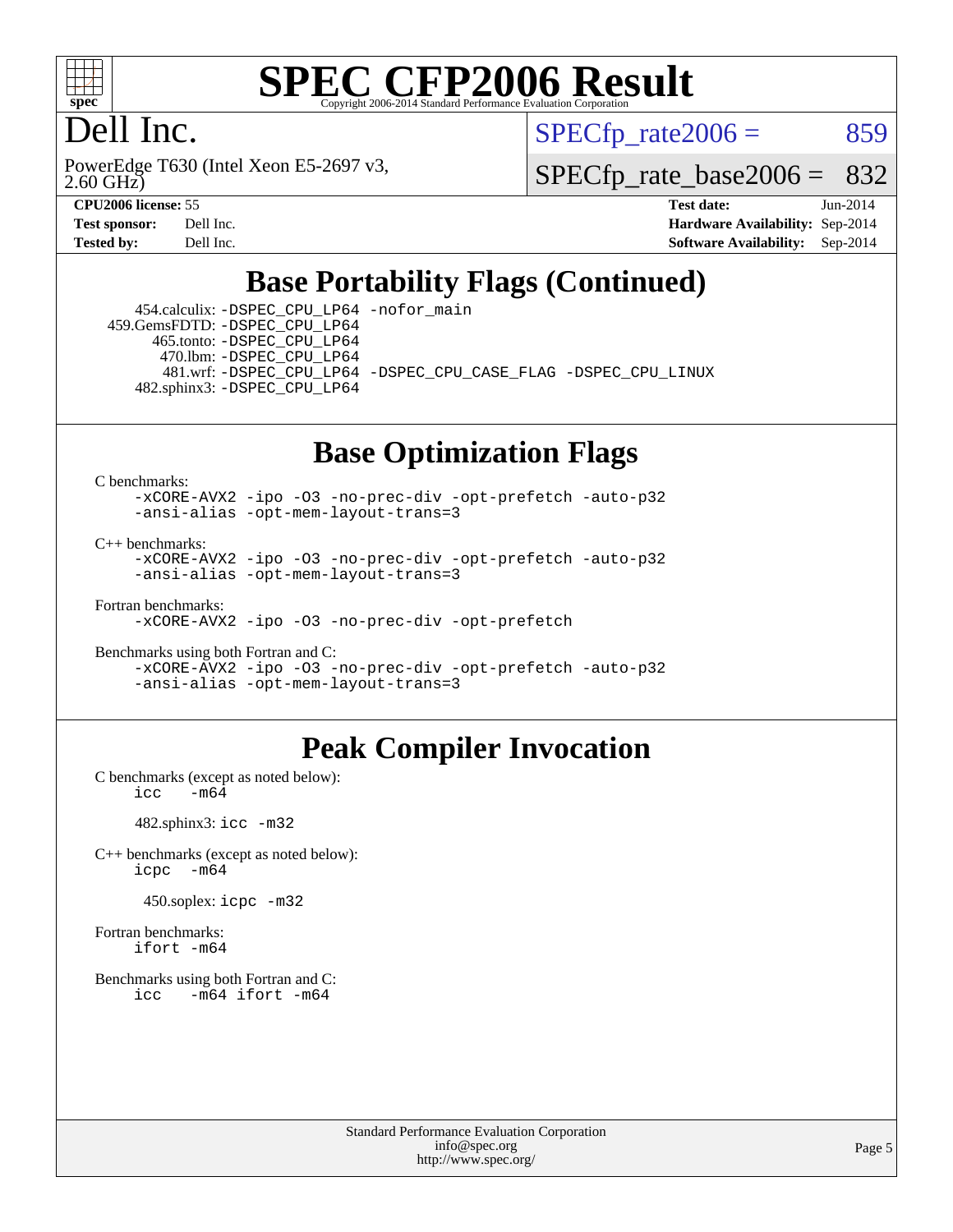# SPEC CFP2006 Result

Copyright 2006-2014 Standard Performance Evaluation Corporation

# Dell Inc.

PowerEdge T630 (Intel Xeon E5-2697 v3, 2.60 GHz)

SPECfp_rate2006 = 859

SPECfp_rate_base2006 = 832

| | | | |
|---|---|---|---|
| **CPU2006 license:** 55 | | **Test date:** | Jun-2014 |
| **Test sponsor:** | Dell Inc. | **Hardware Availability:** | Sep-2014 |
| **Tested by:** | Dell Inc. | **Software Availability:** | Sep-2014 |

## Base Portability Flags (Continued)

454.calculix: -DSPEC_CPU_LP64 -nofor_main
459.GemsFDTD: -DSPEC_CPU_LP64
465.tonto: -DSPEC_CPU_LP64
470.lbm: -DSPEC_CPU_LP64
481.wrf: -DSPEC_CPU_LP64 -DSPEC_CPU_CASE_FLAG -DSPEC_CPU_LINUX
482.sphinx3: -DSPEC_CPU_LP64

## Base Optimization Flags

C benchmarks:
-xCORE-AVX2 -ipo -O3 -no-prec-div -opt-prefetch -auto-p32
-ansi-alias -opt-mem-layout-trans=3

C++ benchmarks:
-xCORE-AVX2 -ipo -O3 -no-prec-div -opt-prefetch -auto-p32
-ansi-alias -opt-mem-layout-trans=3

Fortran benchmarks:
-xCORE-AVX2 -ipo -O3 -no-prec-div -opt-prefetch

Benchmarks using both Fortran and C:
-xCORE-AVX2 -ipo -O3 -no-prec-div -opt-prefetch -auto-p32
-ansi-alias -opt-mem-layout-trans=3

## Peak Compiler Invocation

C benchmarks (except as noted below):
icc -m64

482.sphinx3: icc -m32

C++ benchmarks (except as noted below):
icpc -m64

450.soplex: icpc -m32

Fortran benchmarks:
ifort -m64

Benchmarks using both Fortran and C:
icc -m64 ifort -m64

Standard Performance Evaluation Corporation
info@spec.org
http://www.spec.org/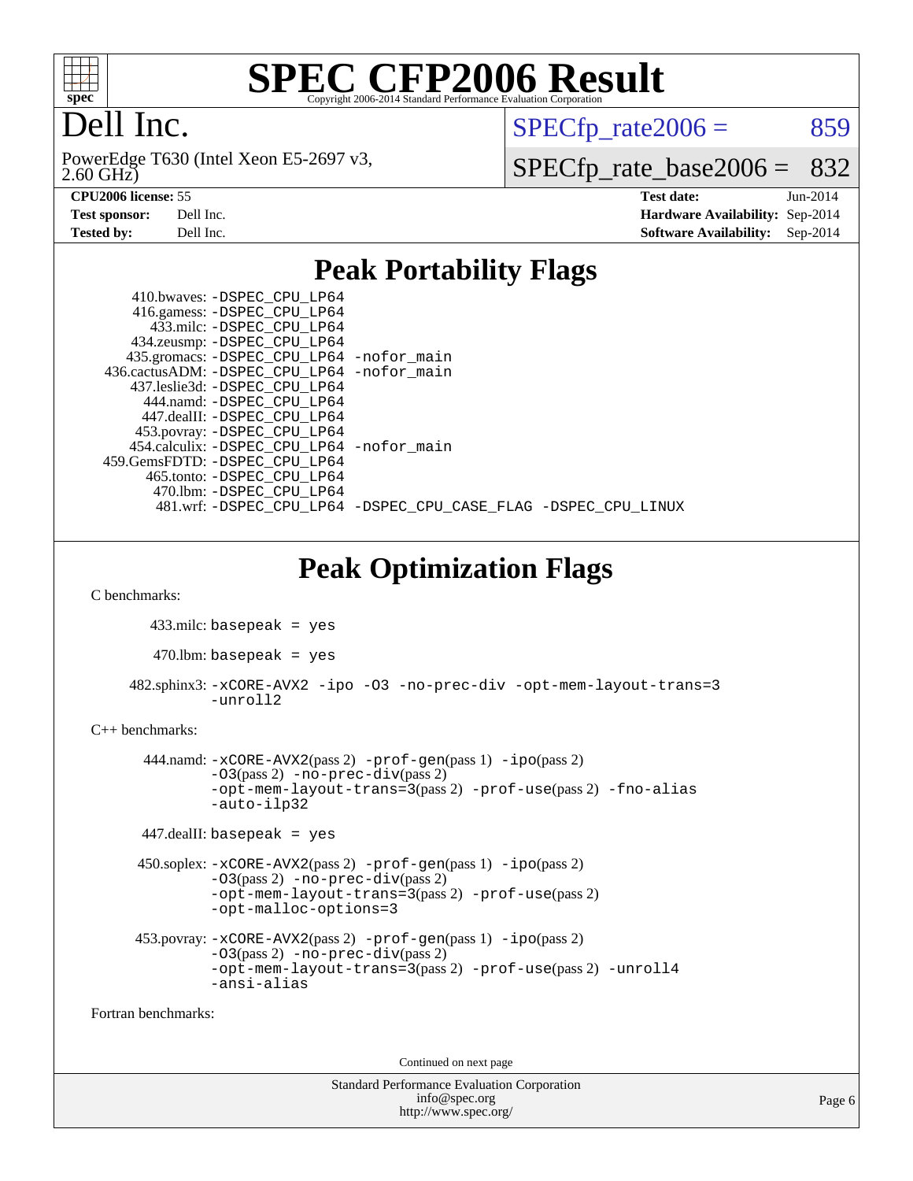# SPEC CFP2006 Result

Copyright 2006-2014 Standard Performance Evaluation Corporation

# Dell Inc.

PowerEdge T630 (Intel Xeon E5-2697 v3, 2.60 GHz)

SPECfp_rate2006 = 859

SPECfp_rate_base2006 = 832

| | | | |
|---|---|---|---|
| **CPU2006 license:** 55 | | **Test date:** | Jun-2014 |
| **Test sponsor:** | Dell Inc. | **Hardware Availability:** | Sep-2014 |
| **Tested by:** | Dell Inc. | **Software Availability:** | Sep-2014 |

## Peak Portability Flags

410.bwaves: -DSPEC_CPU_LP64
416.gamess: -DSPEC_CPU_LP64
433.milc: -DSPEC_CPU_LP64
434.zeusmp: -DSPEC_CPU_LP64
435.gromacs: -DSPEC_CPU_LP64 -nofor_main
436.cactusADM: -DSPEC_CPU_LP64 -nofor_main
437.leslie3d: -DSPEC_CPU_LP64
444.namd: -DSPEC_CPU_LP64
447.dealII: -DSPEC_CPU_LP64
453.povray: -DSPEC_CPU_LP64
454.calculix: -DSPEC_CPU_LP64 -nofor_main
459.GemsFDTD: -DSPEC_CPU_LP64
465.tonto: -DSPEC_CPU_LP64
470.lbm: -DSPEC_CPU_LP64
481.wrf: -DSPEC_CPU_LP64 -DSPEC_CPU_CASE_FLAG -DSPEC_CPU_LINUX

## Peak Optimization Flags

C benchmarks:

433.milc: basepeak = yes

470.lbm: basepeak = yes

482.sphinx3: -xCORE-AVX2 -ipo -O3 -no-prec-div -opt-mem-layout-trans=3 -unroll2

C++ benchmarks:

444.namd: -xCORE-AVX2(pass 2) -prof-gen(pass 1) -ipo(pass 2) -O3(pass 2) -no-prec-div(pass 2) -opt-mem-layout-trans=3(pass 2) -prof-use(pass 2) -fno-alias -auto-ilp32

447.dealII: basepeak = yes

450.soplex: -xCORE-AVX2(pass 2) -prof-gen(pass 1) -ipo(pass 2) -O3(pass 2) -no-prec-div(pass 2) -opt-mem-layout-trans=3(pass 2) -prof-use(pass 2) -opt-malloc-options=3

453.povray: -xCORE-AVX2(pass 2) -prof-gen(pass 1) -ipo(pass 2) -O3(pass 2) -no-prec-div(pass 2) -opt-mem-layout-trans=3(pass 2) -prof-use(pass 2) -unroll4 -ansi-alias

Fortran benchmarks:

Continued on next page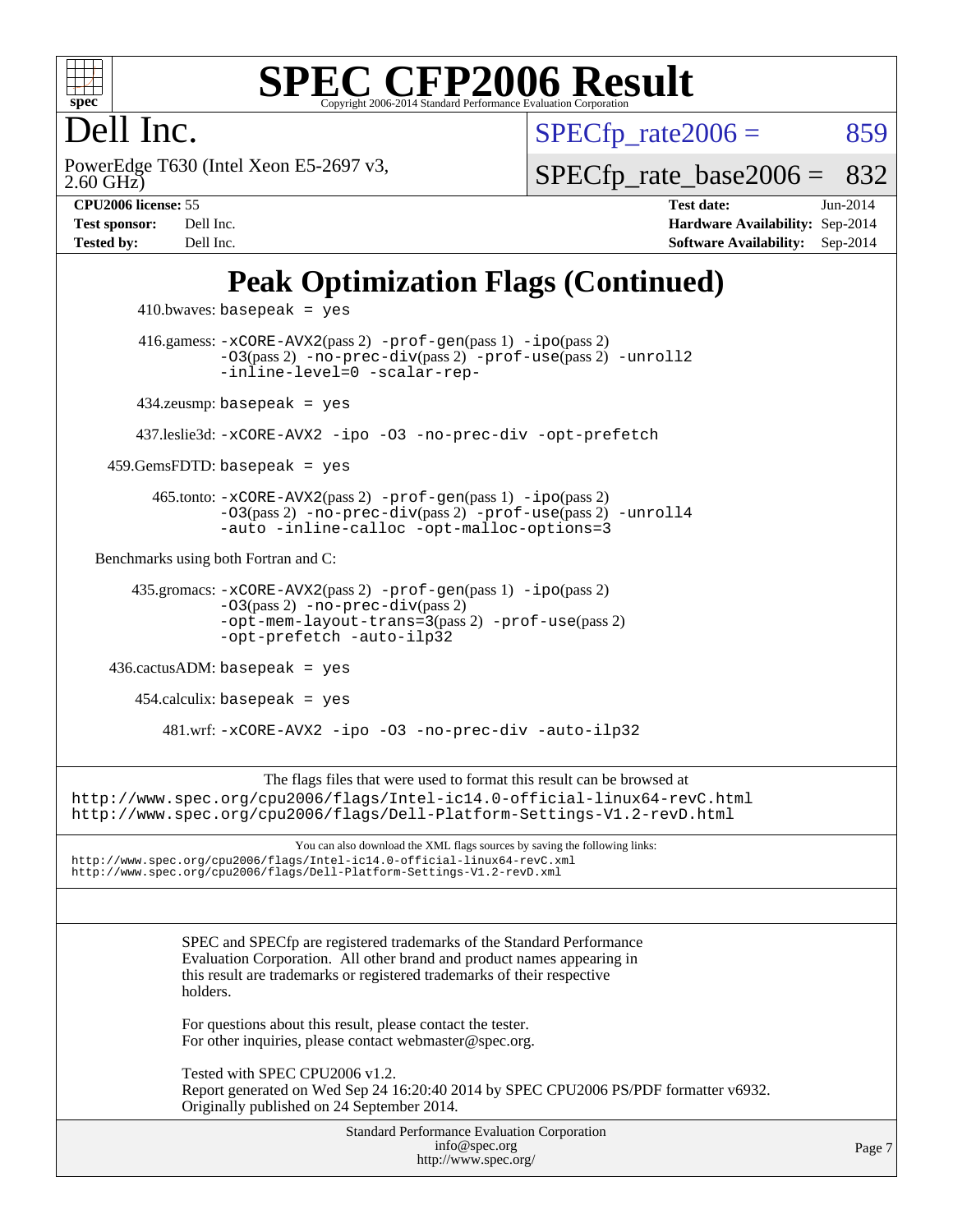# Peak Optimization Flags (Continued)

410.bwaves: basepeak = yes

416.gamess: -xCORE-AVX2(pass 2) -prof-gen(pass 1) -ipo(pass 2) -O3(pass 2) -no-prec-div(pass 2) -prof-use(pass 2) -unroll2 -inline-level=0 -scalar-rep-

434.zeusmp: basepeak = yes

437.leslie3d: -xCORE-AVX2 -ipo -O3 -no-prec-div -opt-prefetch

459.GemsFDTD: basepeak = yes

465.tonto: -xCORE-AVX2(pass 2) -prof-gen(pass 1) -ipo(pass 2) -O3(pass 2) -no-prec-div(pass 2) -prof-use(pass 2) -unroll4 -auto -inline-calloc -opt-malloc-options=3

Benchmarks using both Fortran and C:

435.gromacs: -xCORE-AVX2(pass 2) -prof-gen(pass 1) -ipo(pass 2) -O3(pass 2) -no-prec-div(pass 2) -opt-mem-layout-trans=3(pass 2) -prof-use(pass 2) -opt-prefetch -auto-ilp32

436.cactusADM: basepeak = yes

454.calculix: basepeak = yes

481.wrf: -xCORE-AVX2 -ipo -O3 -no-prec-div -auto-ilp32

The flags files that were used to format this result can be browsed at
http://www.spec.org/cpu2006/flags/Intel-ic14.0-official-linux64-revC.html
http://www.spec.org/cpu2006/flags/Dell-Platform-Settings-V1.2-revD.html

You can also download the XML flags sources by saving the following links:
http://www.spec.org/cpu2006/flags/Intel-ic14.0-official-linux64-revC.xml
http://www.spec.org/cpu2006/flags/Dell-Platform-Settings-V1.2-revD.xml

SPEC and SPECfp are registered trademarks of the Standard Performance Evaluation Corporation. All other brand and product names appearing in this result are trademarks or registered trademarks of their respective holders.

For questions about this result, please contact the tester.
For other inquiries, please contact webmaster@spec.org.

Tested with SPEC CPU2006 v1.2.
Report generated on Wed Sep 24 16:20:40 2014 by SPEC CPU2006 PS/PDF formatter v6932.
Originally published on 24 September 2014.